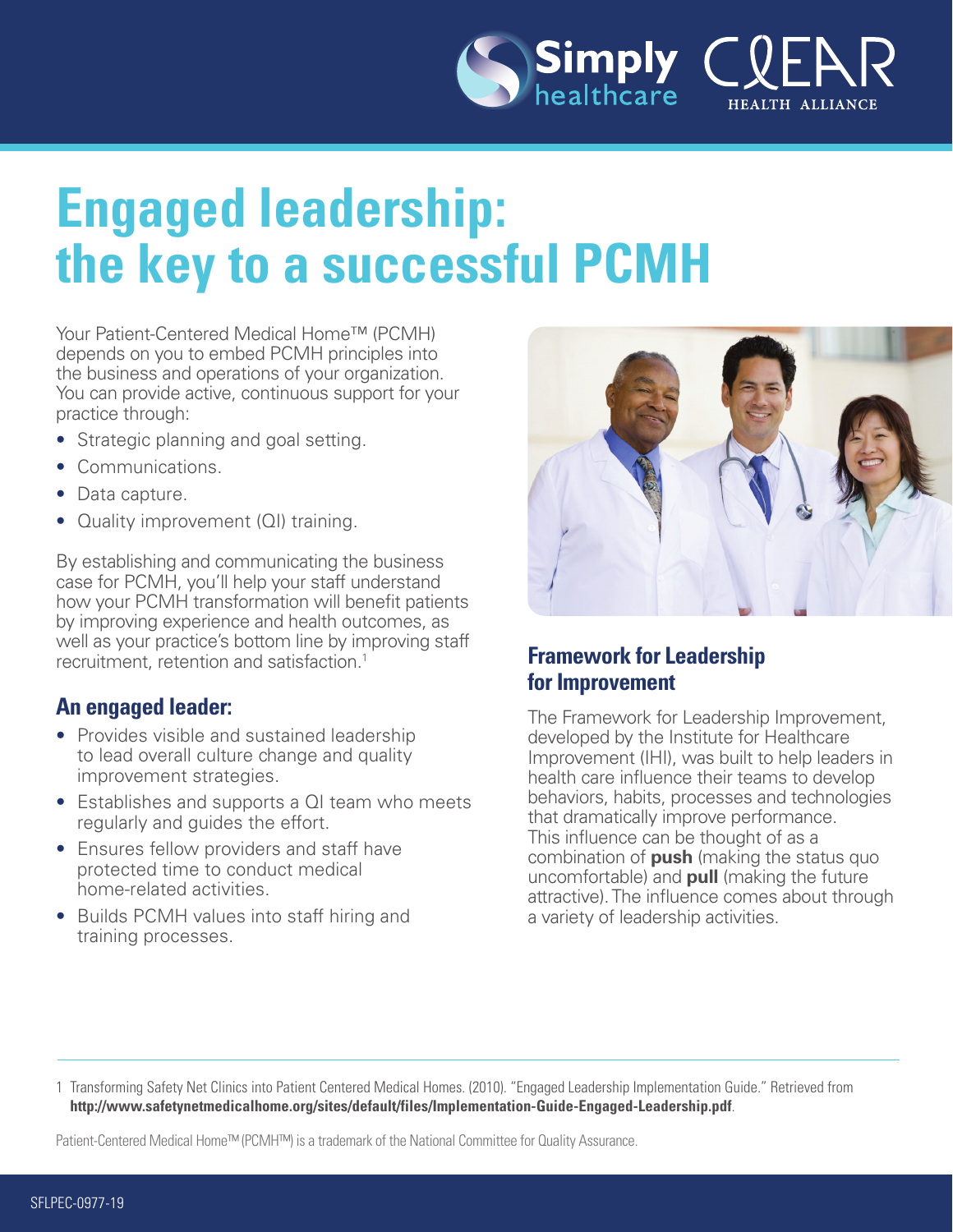# Engaged leadership: the key to a successful PCMH

Your Patient-Centered Medical Home™ (PCMH) depends on you to embed PCMH principles into the business and operations of your organization. You can provide active, continuous support for your practice through:

- Strategic planning and goal setting.
- Communications.
- Data capture.
- Quality improvement (QI) training.

By establishing and communicating the business case for PCMH, you'll help your staff understand how your PCMH transformation will benefit patients by improving experience and health outcomes, as well as your practice's bottom line by improving staff recruitment, retention and satisfaction.[1]

## An engaged leader:

- Provides visible and sustained leadership to lead overall culture change and quality improvement strategies.
- Establishes and supports a QI team who meets regularly and guides the effort.
- Ensures fellow providers and staff have protected time to conduct medical home-related activities.
- Builds PCMH values into staff hiring and training processes.

## Framework for Leadership for Improvement

The Framework for Leadership Improvement, developed by the Institute for Healthcare Improvement (IHI), was built to help leaders in health care influence their teams to develop behaviors, habits, processes and technologies that dramatically improve performance. This influence can be thought of as a combination of **push** (making the status quo uncomfortable) and **pull** (making the future attractive). The influence comes about through a variety of leadership activities.

---

1 Transforming Safety Net Clinics into Patient Centered Medical Homes. (2010). "Engaged Leadership Implementation Guide." Retrieved from **http://www.safetynetmedicalhome.org/sites/default/files/Implementation-Guide-Engaged-Leadership.pdf**.

Patient-Centered Medical Home™ (PCMH™) is a trademark of the National Committee for Quality Assurance.

SFLPEC-0977-19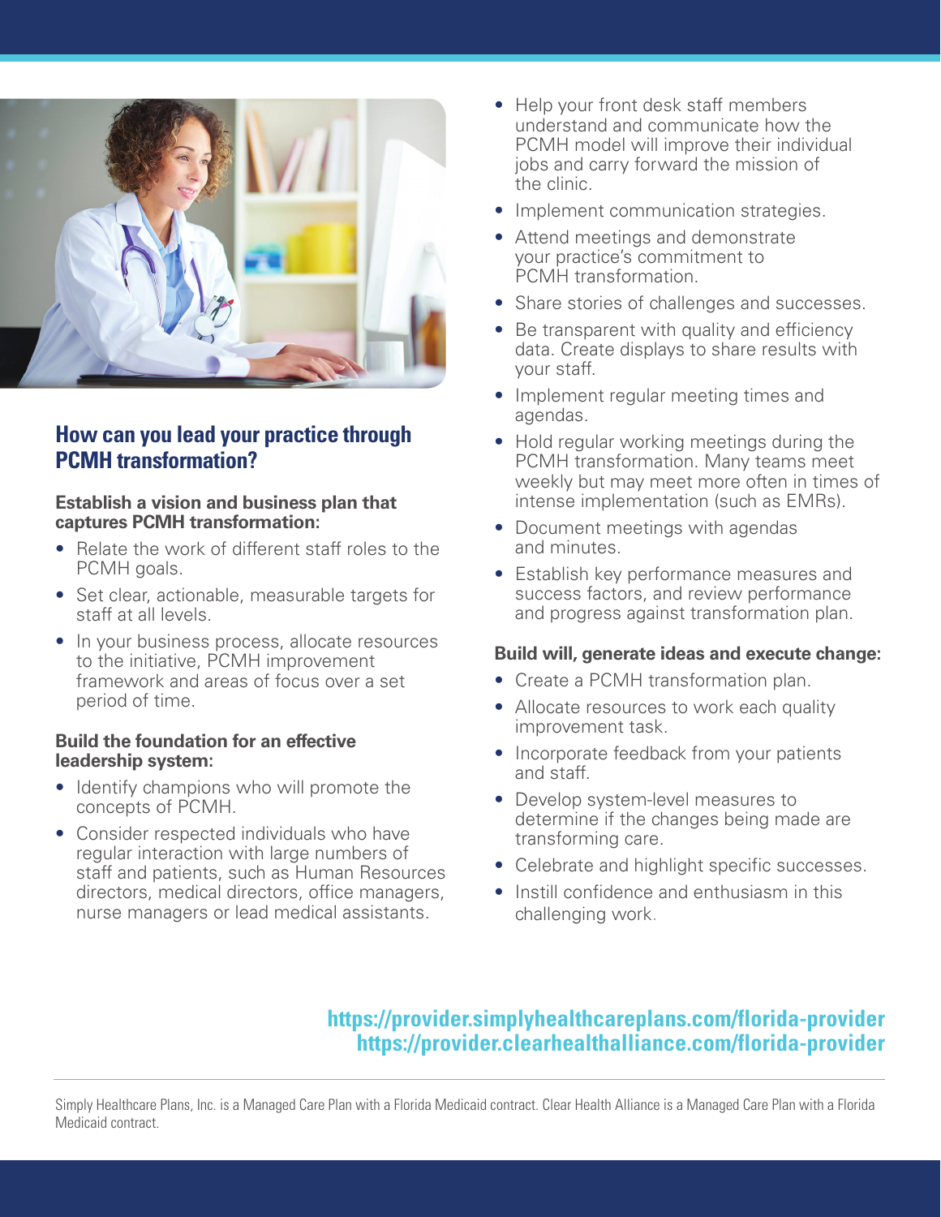## How can you lead your practice through PCMH transformation?

**Establish a vision and business plan that captures PCMH transformation:**

- Relate the work of different staff roles to the PCMH goals.
- Set clear, actionable, measurable targets for staff at all levels.
- In your business process, allocate resources to the initiative, PCMH improvement framework and areas of focus over a set period of time.

**Build the foundation for an effective leadership system:**

- Identify champions who will promote the concepts of PCMH.
- Consider respected individuals who have regular interaction with large numbers of staff and patients, such as Human Resources directors, medical directors, office managers, nurse managers or lead medical assistants.
- Help your front desk staff members understand and communicate how the PCMH model will improve their individual jobs and carry forward the mission of the clinic.
- Implement communication strategies.
- Attend meetings and demonstrate your practice's commitment to PCMH transformation.
- Share stories of challenges and successes.
- Be transparent with quality and efficiency data. Create displays to share results with your staff.
- Implement regular meeting times and agendas.
- Hold regular working meetings during the PCMH transformation. Many teams meet weekly but may meet more often in times of intense implementation (such as EMRs).
- Document meetings with agendas and minutes.
- Establish key performance measures and success factors, and review performance and progress against transformation plan.

**Build will, generate ideas and execute change:**

- Create a PCMH transformation plan.
- Allocate resources to work each quality improvement task.
- Incorporate feedback from your patients and staff.
- Develop system-level measures to determine if the changes being made are transforming care.
- Celebrate and highlight specific successes.
- Instill confidence and enthusiasm in this challenging work.

**https://provider.simplyhealthcareplans.com/florida-provider**
**https://provider.clearhealthalliance.com/florida-provider**

Simply Healthcare Plans, Inc. is a Managed Care Plan with a Florida Medicaid contract. Clear Health Alliance is a Managed Care Plan with a Florida Medicaid contract.